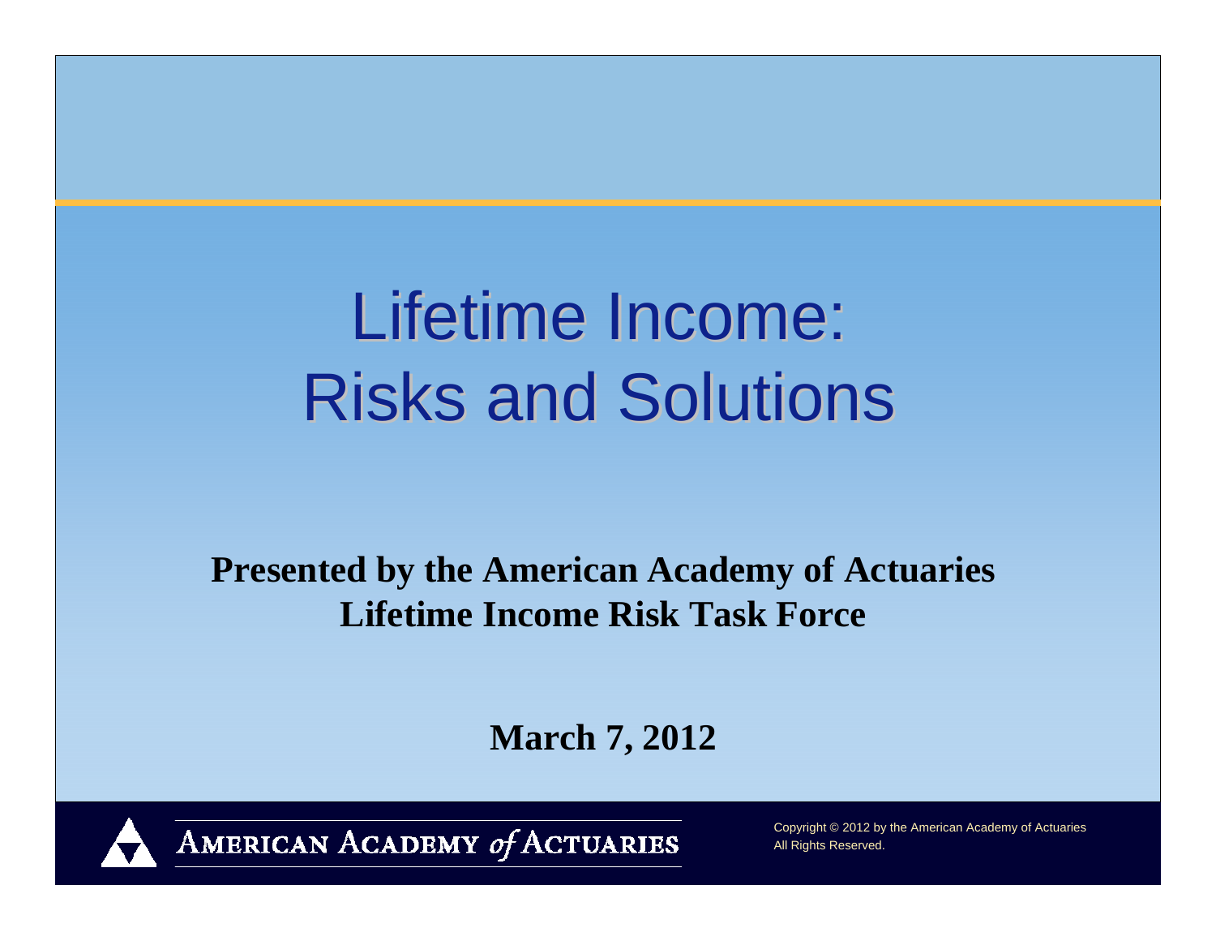# Lifetime Income: Risks and Solutions

**Presented by the American Academy of Actuaries Lifetime Income Risk Task Force**

**March 7, 2012**

AMERICAN ACADEMY *of* ACTUARIES

Copyright © 2012 by the American Academy of Actuaries
All Rights Reserved.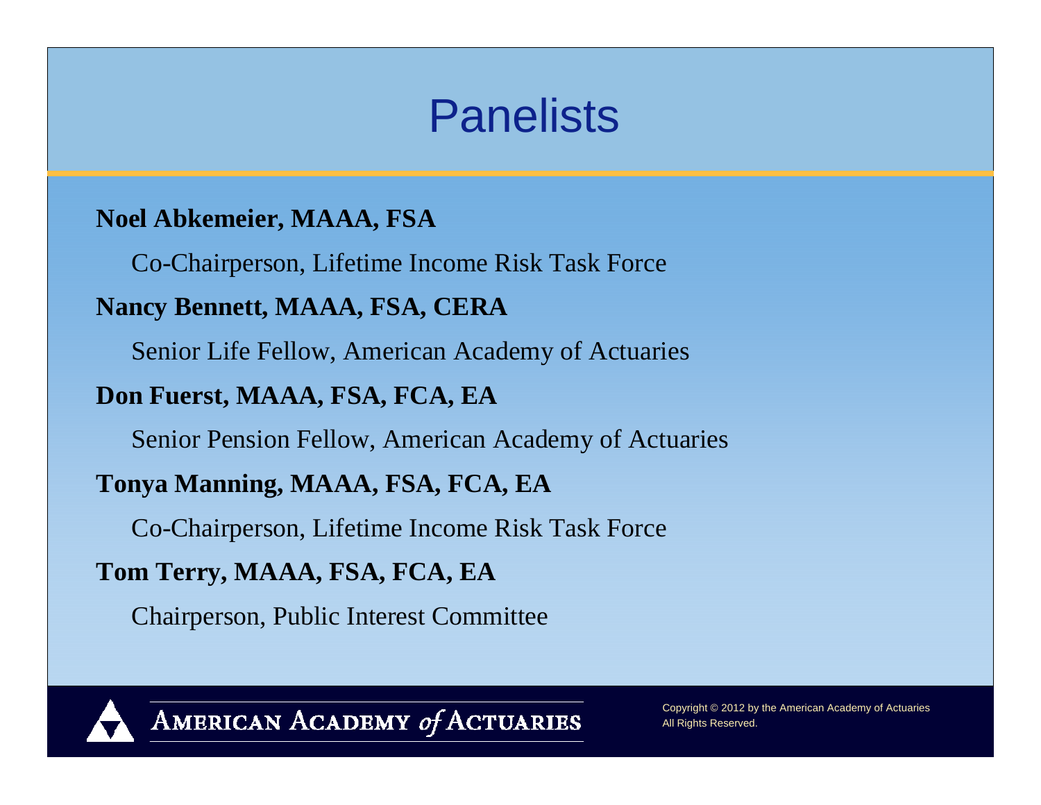# Panelists

**Noel Abkemeier, MAAA, FSA**

Co-Chairperson, Lifetime Income Risk Task Force

**Nancy Bennett, MAAA, FSA, CERA**

Senior Life Fellow, American Academy of Actuaries

**Don Fuerst, MAAA, FSA, FCA, EA**

Senior Pension Fellow, American Academy of Actuaries

**Tonya Manning, MAAA, FSA, FCA, EA**

Co-Chairperson, Lifetime Income Risk Task Force

**Tom Terry, MAAA, FSA, FCA, EA**

Chairperson, Public Interest Committee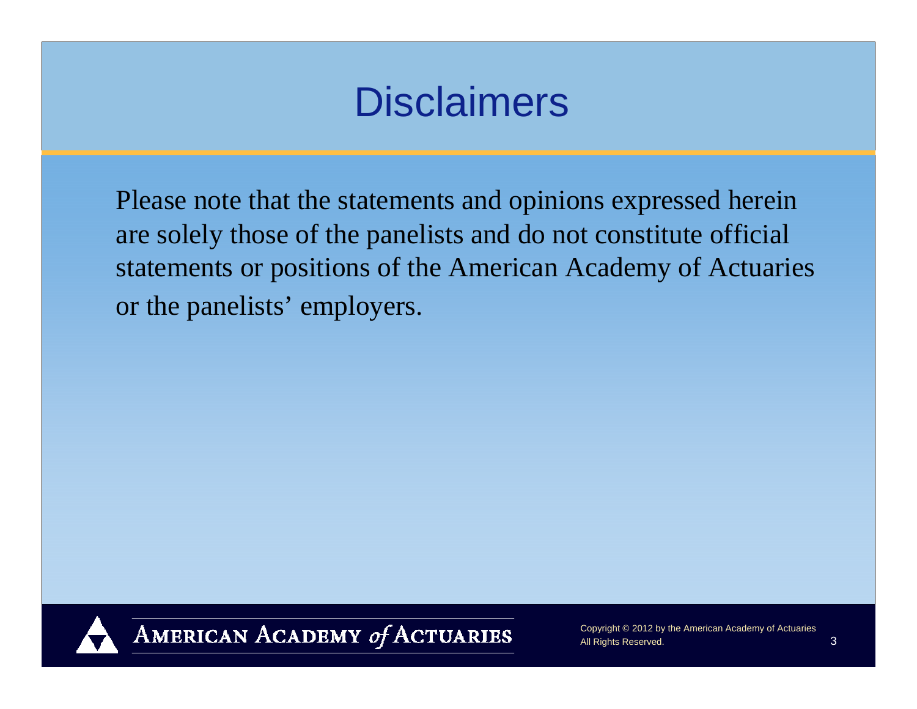# Disclaimers

Please note that the statements and opinions expressed herein are solely those of the panelists and do not constitute official statements or positions of the American Academy of Actuaries or the panelists' employers.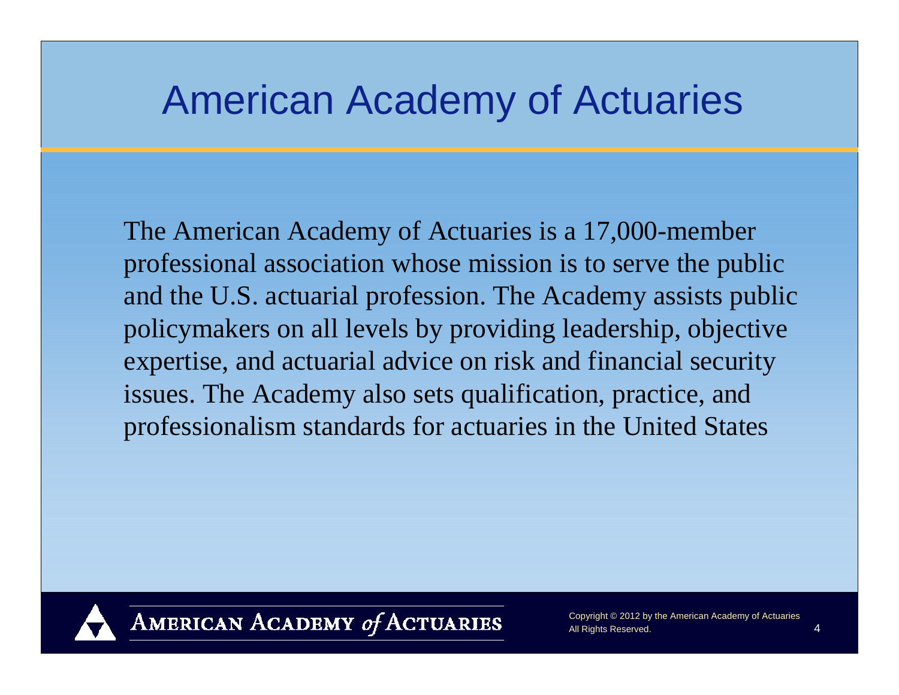# American Academy of Actuaries

The American Academy of Actuaries is a 17,000-member professional association whose mission is to serve the public and the U.S. actuarial profession. The Academy assists public policymakers on all levels by providing leadership, objective expertise, and actuarial advice on risk and financial security issues. The Academy also sets qualification, practice, and professionalism standards for actuaries in the United States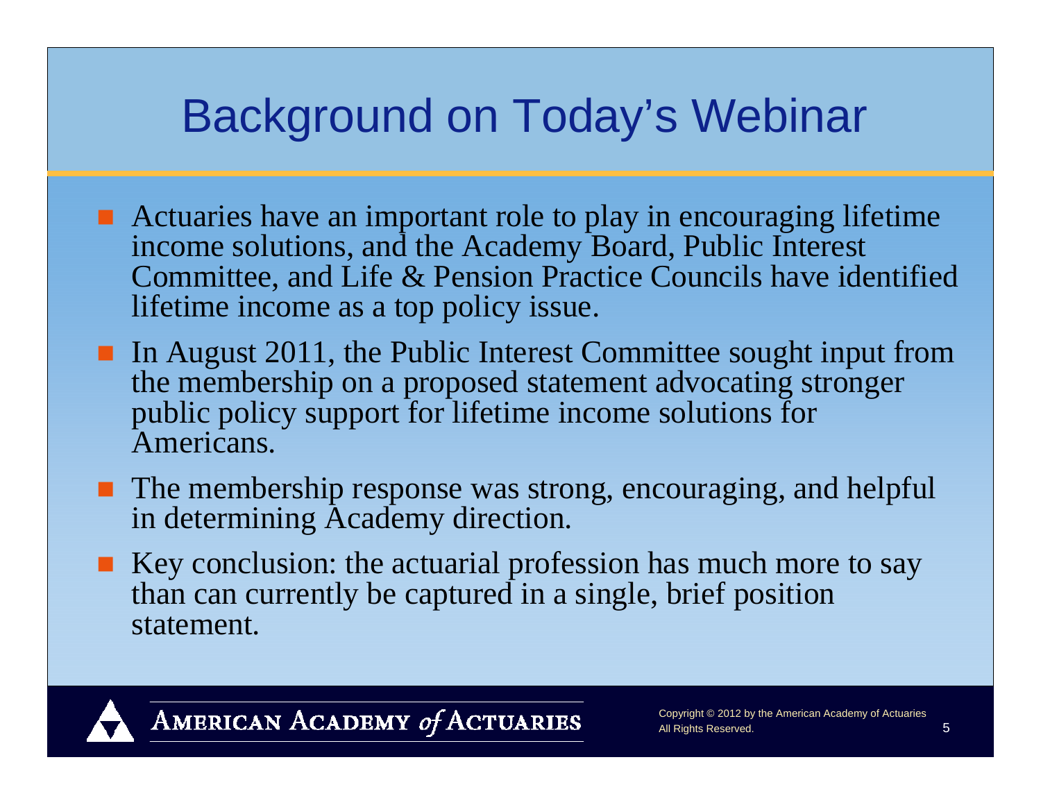# Background on Today's Webinar

- Actuaries have an important role to play in encouraging lifetime income solutions, and the Academy Board, Public Interest Committee, and Life & Pension Practice Councils have identified lifetime income as a top policy issue.
- In August 2011, the Public Interest Committee sought input from the membership on a proposed statement advocating stronger public policy support for lifetime income solutions for Americans.
- The membership response was strong, encouraging, and helpful in determining Academy direction.
- Key conclusion: the actuarial profession has much more to say than can currently be captured in a single, brief position statement.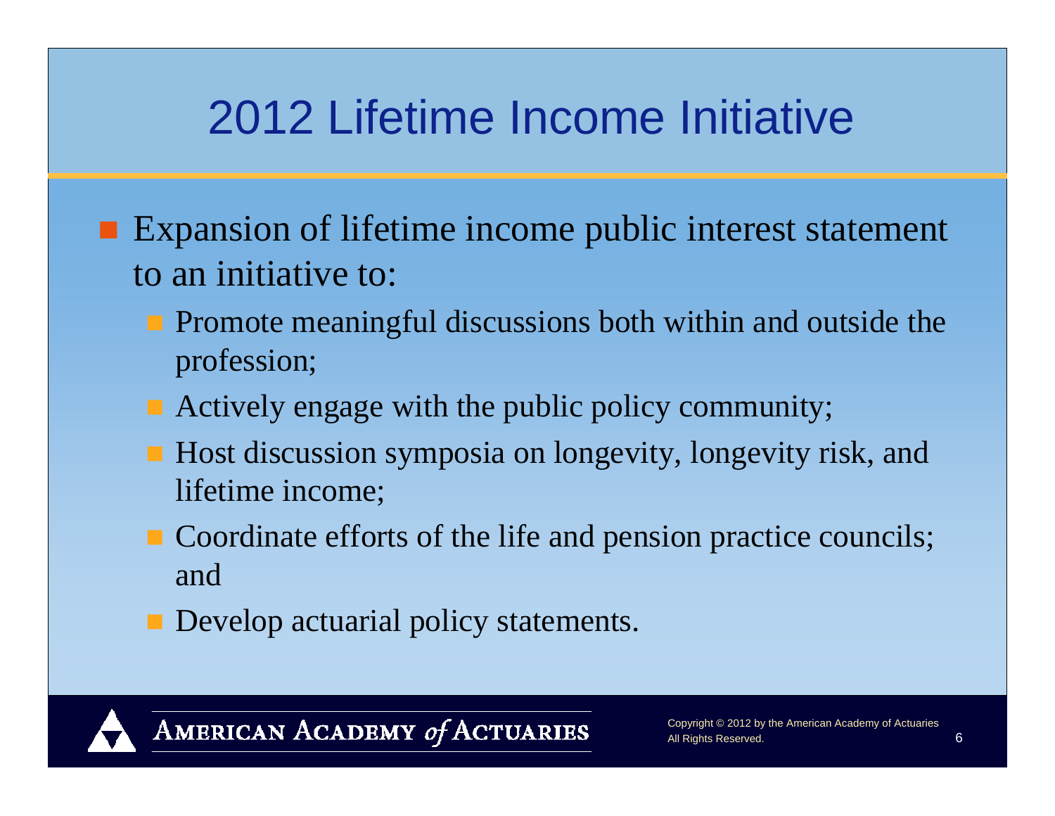# 2012 Lifetime Income Initiative

- Expansion of lifetime income public interest statement to an initiative to:
  - Promote meaningful discussions both within and outside the profession;
  - Actively engage with the public policy community;
  - Host discussion symposia on longevity, longevity risk, and lifetime income;
  - Coordinate efforts of the life and pension practice councils; and
  - Develop actuarial policy statements.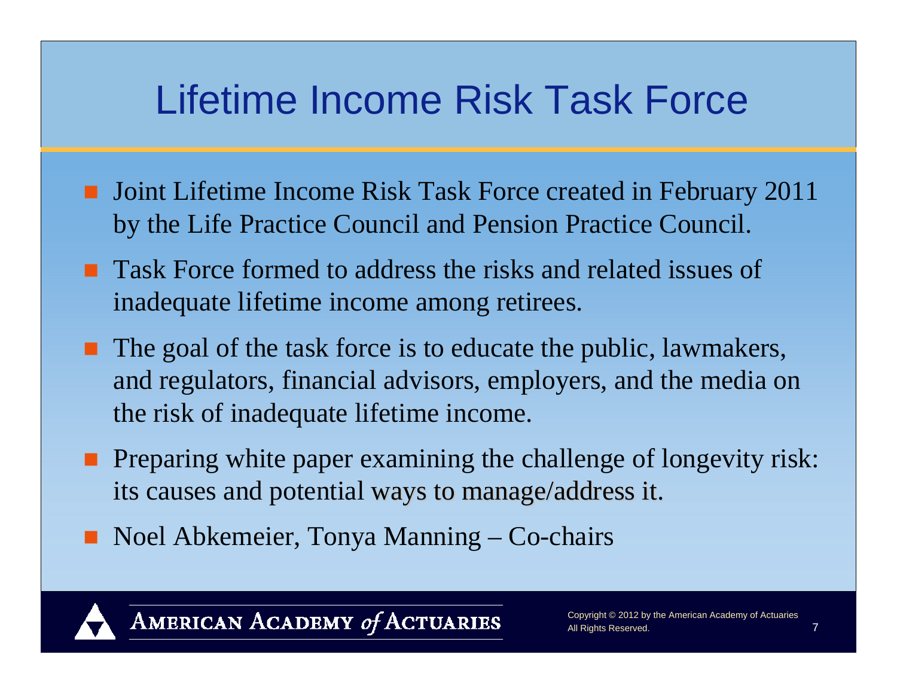# Lifetime Income Risk Task Force

- Joint Lifetime Income Risk Task Force created in February 2011 by the Life Practice Council and Pension Practice Council.
- Task Force formed to address the risks and related issues of inadequate lifetime income among retirees.
- The goal of the task force is to educate the public, lawmakers, and regulators, financial advisors, employers, and the media on the risk of inadequate lifetime income.
- Preparing white paper examining the challenge of longevity risk: its causes and potential ways to manage/address it.
- Noel Abkemeier, Tonya Manning – Co-chairs

American Academy *of* Actuaries

Copyright © 2012 by the American Academy of Actuaries
All Rights Reserved.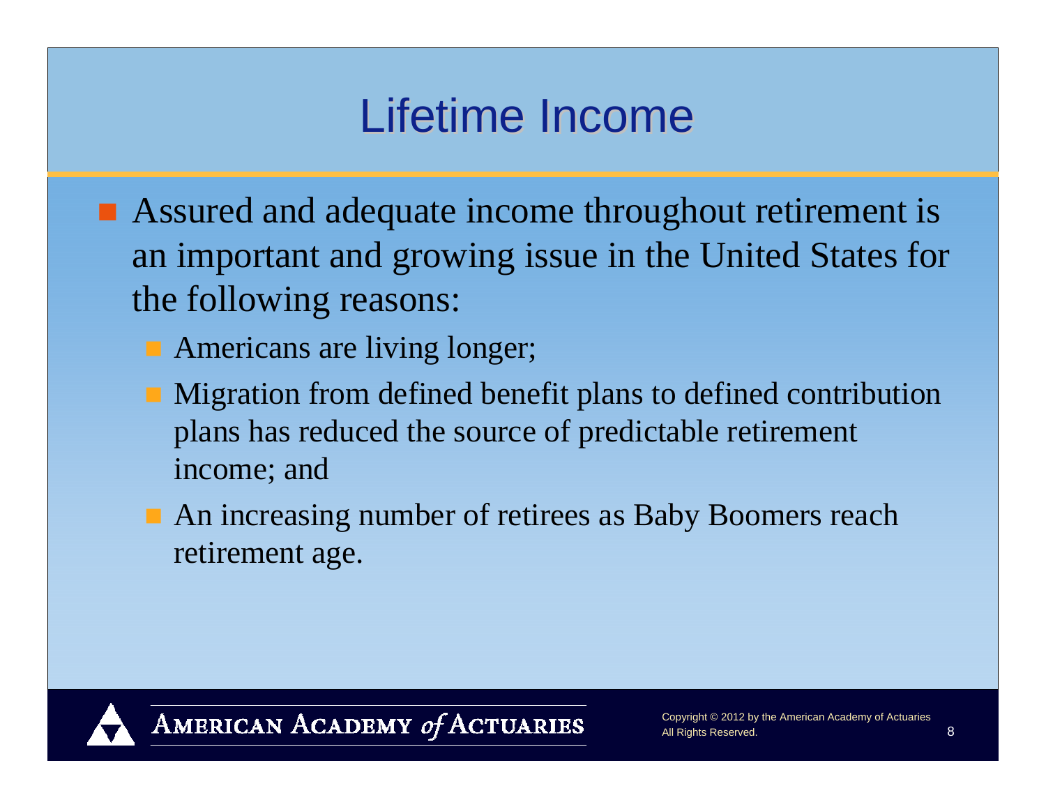# Lifetime Income

- Assured and adequate income throughout retirement is an important and growing issue in the United States for the following reasons:
  - Americans are living longer;
  - Migration from defined benefit plans to defined contribution plans has reduced the source of predictable retirement income; and
  - An increasing number of retirees as Baby Boomers reach retirement age.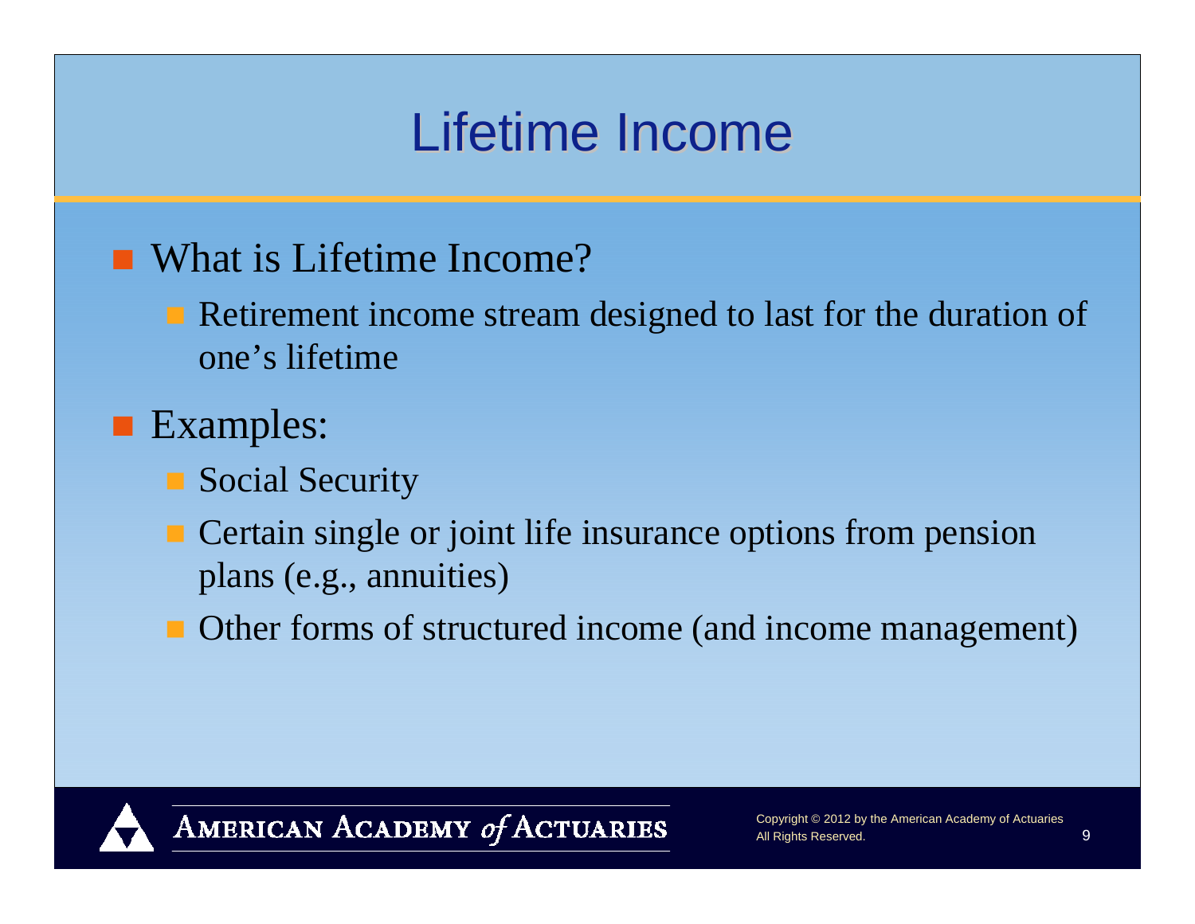# Lifetime Income

- What is Lifetime Income?
  - Retirement income stream designed to last for the duration of one's lifetime
- Examples:
  - Social Security
  - Certain single or joint life insurance options from pension plans (e.g., annuities)
  - Other forms of structured income (and income management)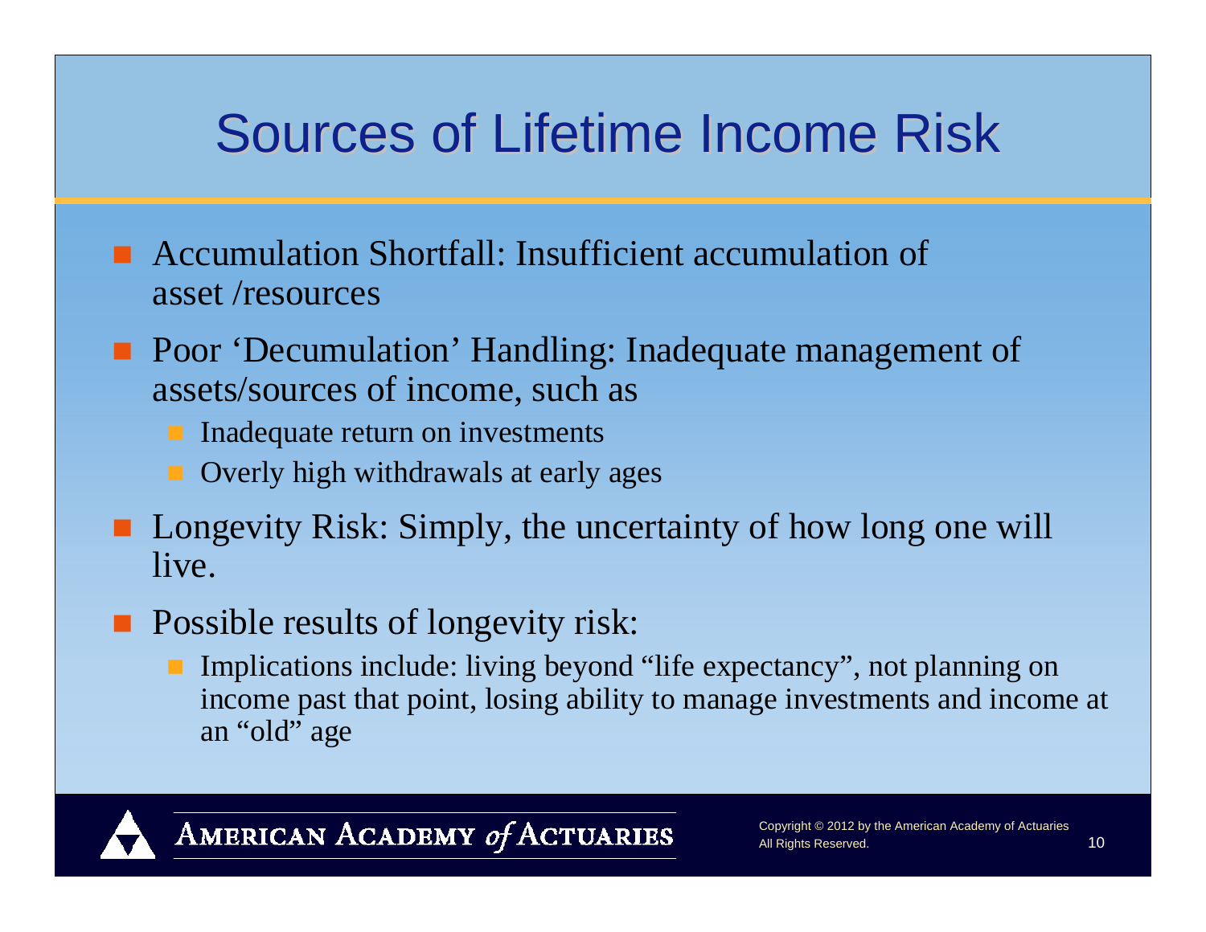# Sources of Lifetime Income Risk

- Accumulation Shortfall: Insufficient accumulation of asset /resources
- Poor 'Decumulation' Handling: Inadequate management of assets/sources of income, such as
  - Inadequate return on investments
  - Overly high withdrawals at early ages
- Longevity Risk: Simply, the uncertainty of how long one will live.
- Possible results of longevity risk:
  - Implications include: living beyond "life expectancy", not planning on income past that point, losing ability to manage investments and income at an "old" age

AMERICAN ACADEMY *of* ACTUARIES

Copyright © 2012 by the American Academy of Actuaries
All Rights Reserved.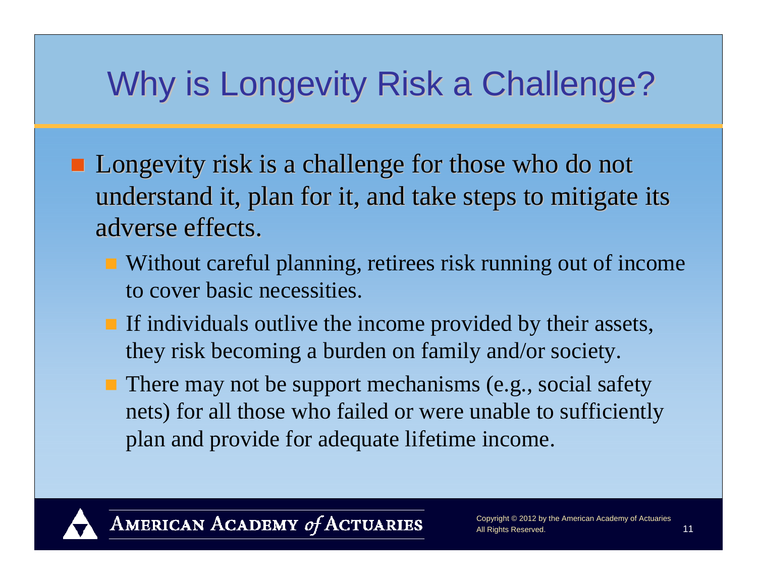# Why is Longevity Risk a Challenge?

- Longevity risk is a challenge for those who do not understand it, plan for it, and take steps to mitigate its adverse effects.
  - Without careful planning, retirees risk running out of income to cover basic necessities.
  - If individuals outlive the income provided by their assets, they risk becoming a burden on family and/or society.
  - There may not be support mechanisms (e.g., social safety nets) for all those who failed or were unable to sufficiently plan and provide for adequate lifetime income.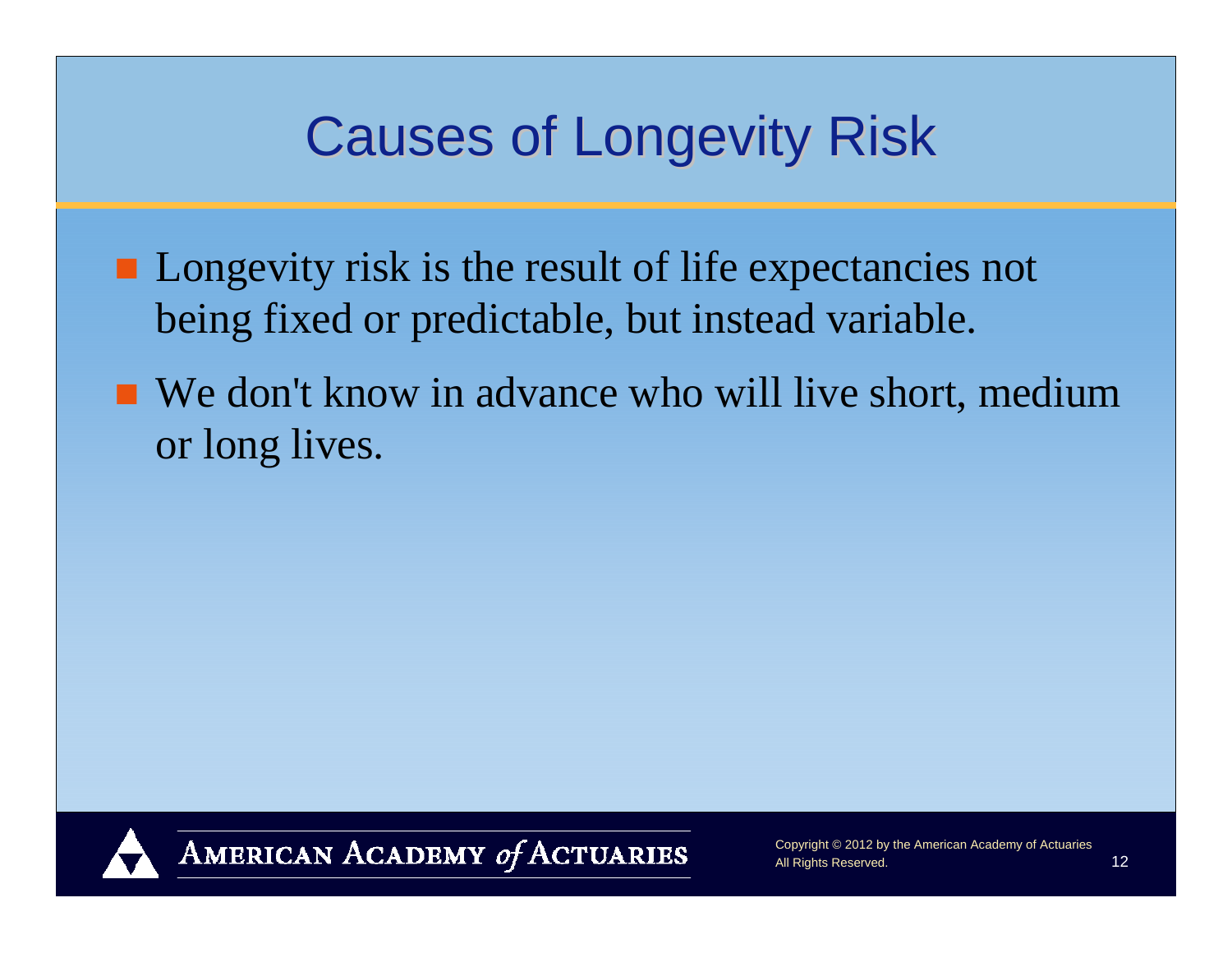# Causes of Longevity Risk

- Longevity risk is the result of life expectancies not being fixed or predictable, but instead variable.
- We don't know in advance who will live short, medium or long lives.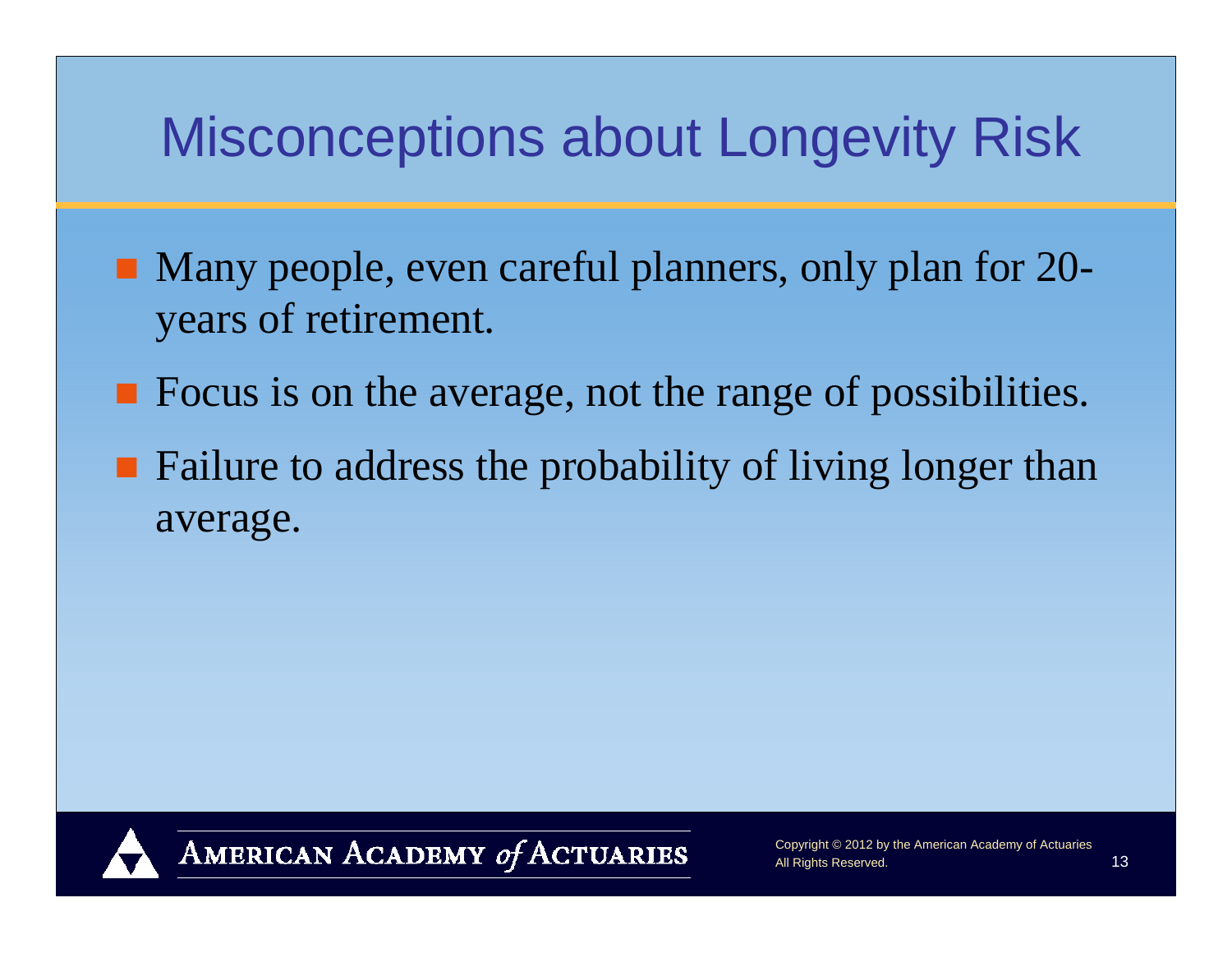# Misconceptions about Longevity Risk

- Many people, even careful planners, only plan for 20-years of retirement.
- Focus is on the average, not the range of possibilities.
- Failure to address the probability of living longer than average.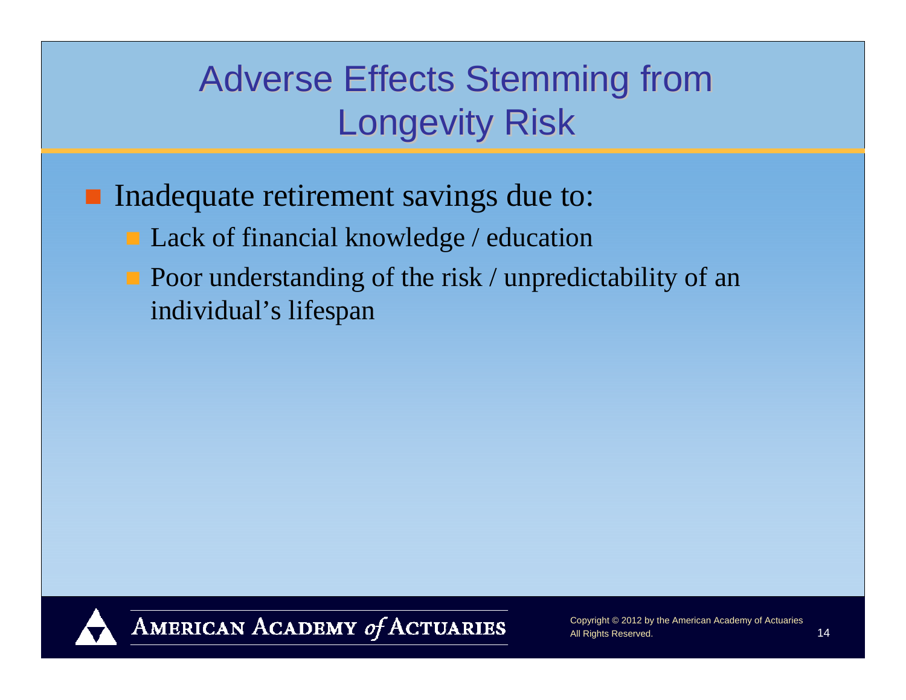# Adverse Effects Stemming from Longevity Risk

- Inadequate retirement savings due to:
  - Lack of financial knowledge / education
  - Poor understanding of the risk / unpredictability of an individual's lifespan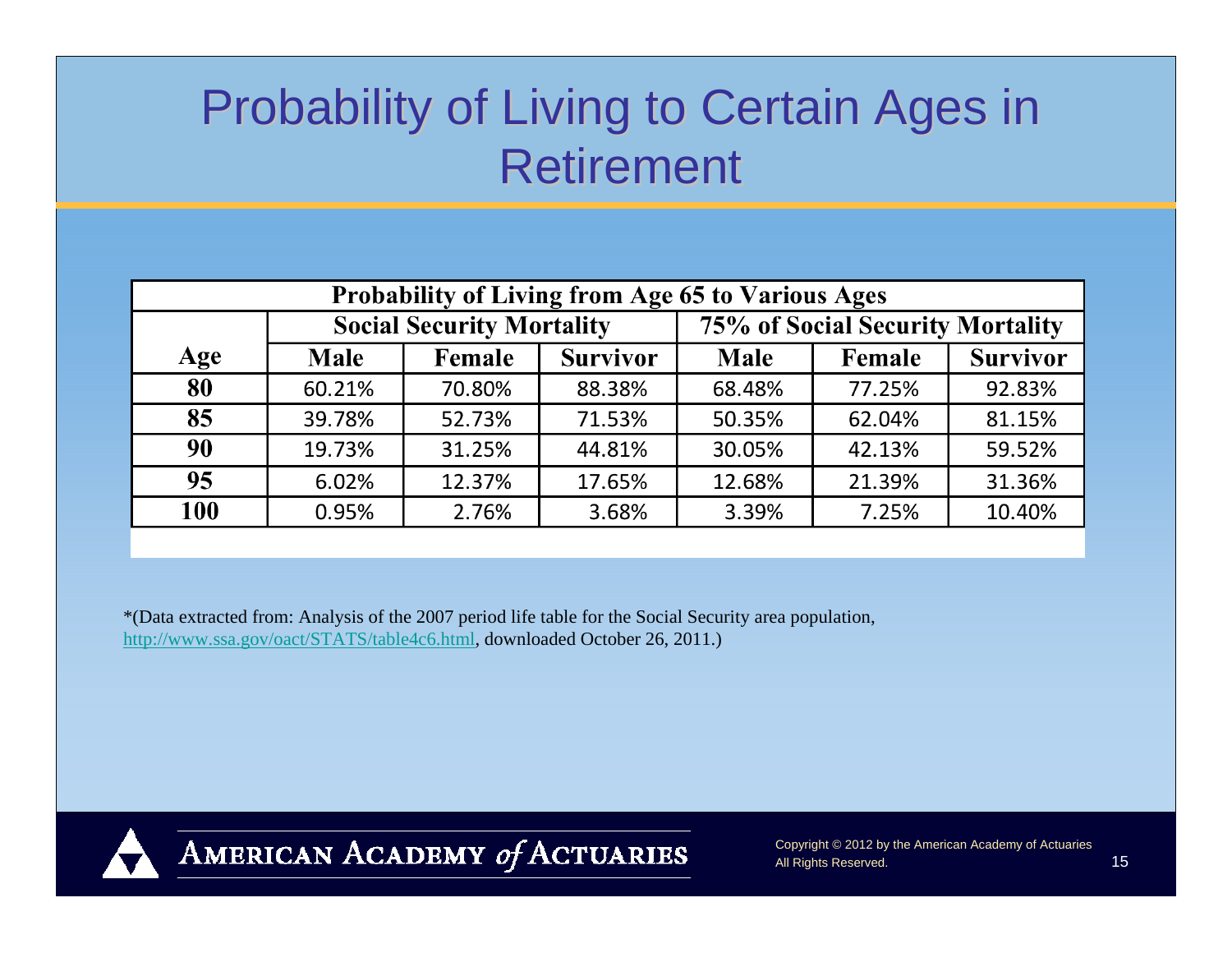# Probability of Living to Certain Ages in Retirement

| Probability of Living from Age 65 to Various Ages | | | | | | |
|---|---|---|---|---|---|---|
| | Social Security Mortality | | | 75% of Social Security Mortality | | |
| Age | Male | Female | Survivor | Male | Female | Survivor |
| 80 | 60.21% | 70.80% | 88.38% | 68.48% | 77.25% | 92.83% |
| 85 | 39.78% | 52.73% | 71.53% | 50.35% | 62.04% | 81.15% |
| 90 | 19.73% | 31.25% | 44.81% | 30.05% | 42.13% | 59.52% |
| 95 | 6.02% | 12.37% | 17.65% | 12.68% | 21.39% | 31.36% |
| 100 | 0.95% | 2.76% | 3.68% | 3.39% | 7.25% | 10.40% |

*(Data extracted from: Analysis of the 2007 period life table for the Social Security area population, http://www.ssa.gov/oact/STATS/table4c6.html, downloaded October 26, 2011.)

AMERICAN ACADEMY *of* ACTUARIES

Copyright © 2012 by the American Academy of Actuaries
All Rights Reserved.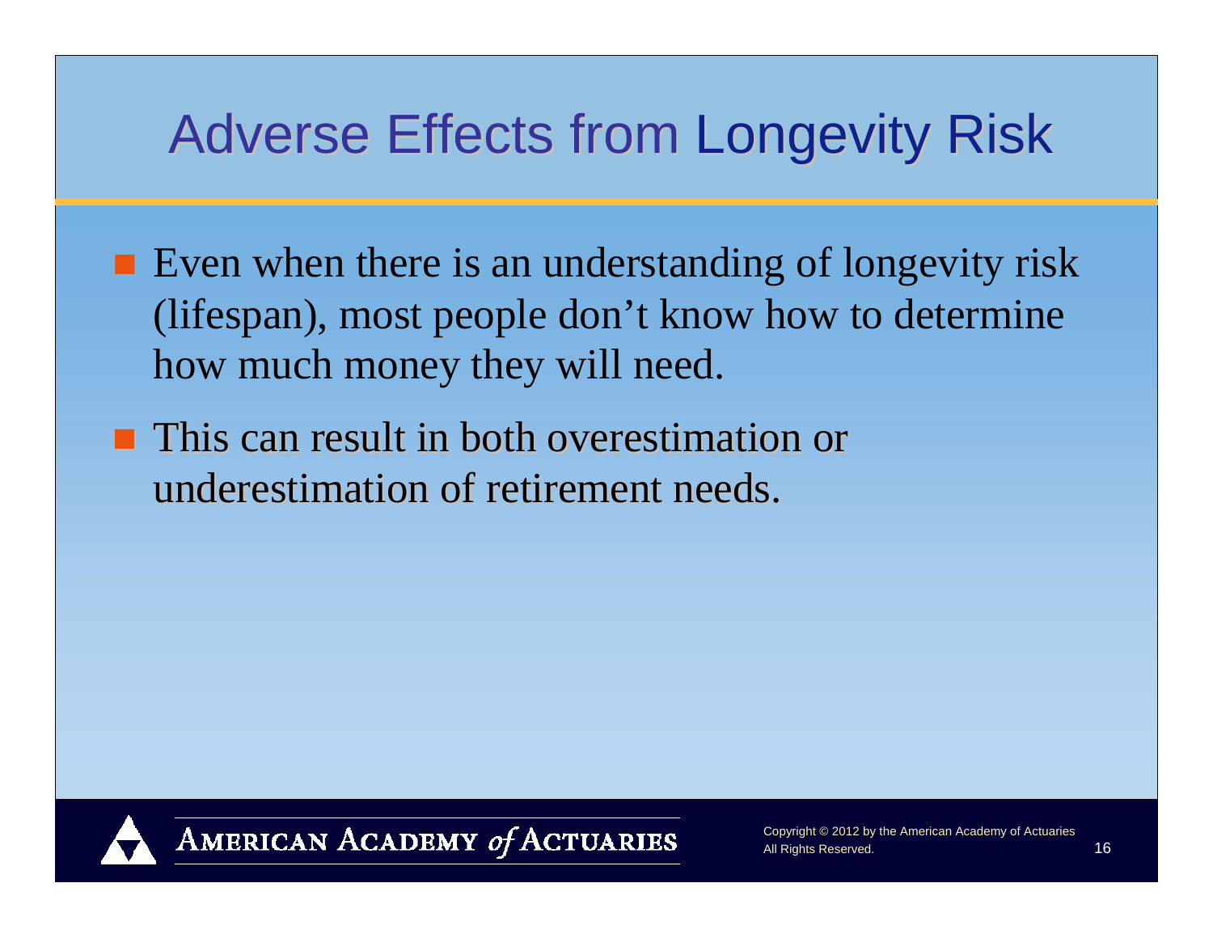# Adverse Effects from Longevity Risk

- Even when there is an understanding of longevity risk (lifespan), most people don't know how to determine how much money they will need.
- This can result in both overestimation or underestimation of retirement needs.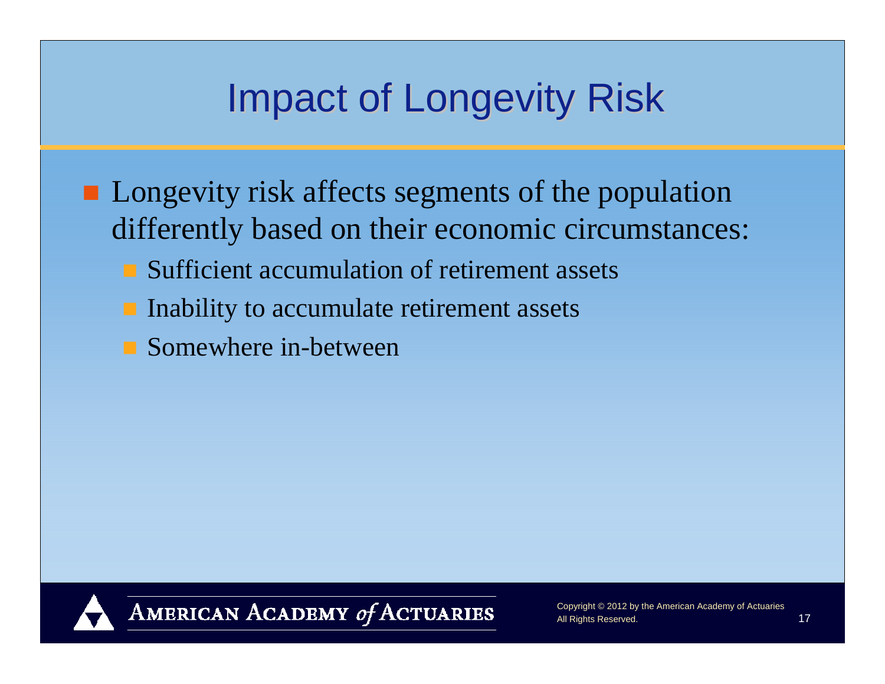# Impact of Longevity Risk

- Longevity risk affects segments of the population differently based on their economic circumstances:
  - Sufficient accumulation of retirement assets
  - Inability to accumulate retirement assets
  - Somewhere in-between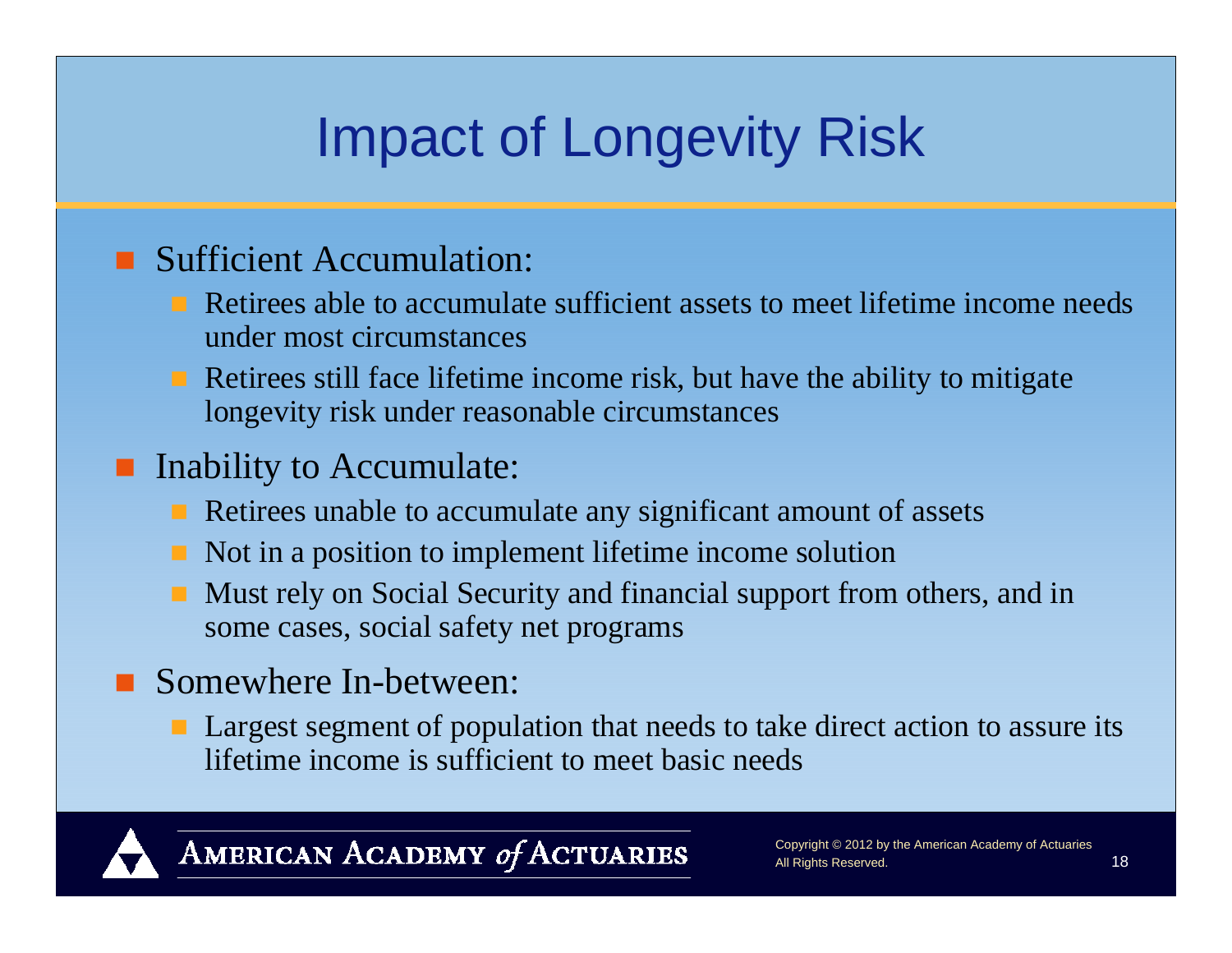# Impact of Longevity Risk

- Sufficient Accumulation:
  - Retirees able to accumulate sufficient assets to meet lifetime income needs under most circumstances
  - Retirees still face lifetime income risk, but have the ability to mitigate longevity risk under reasonable circumstances
- Inability to Accumulate:
  - Retirees unable to accumulate any significant amount of assets
  - Not in a position to implement lifetime income solution
  - Must rely on Social Security and financial support from others, and in some cases, social safety net programs
- Somewhere In-between:
  - Largest segment of population that needs to take direct action to assure its lifetime income is sufficient to meet basic needs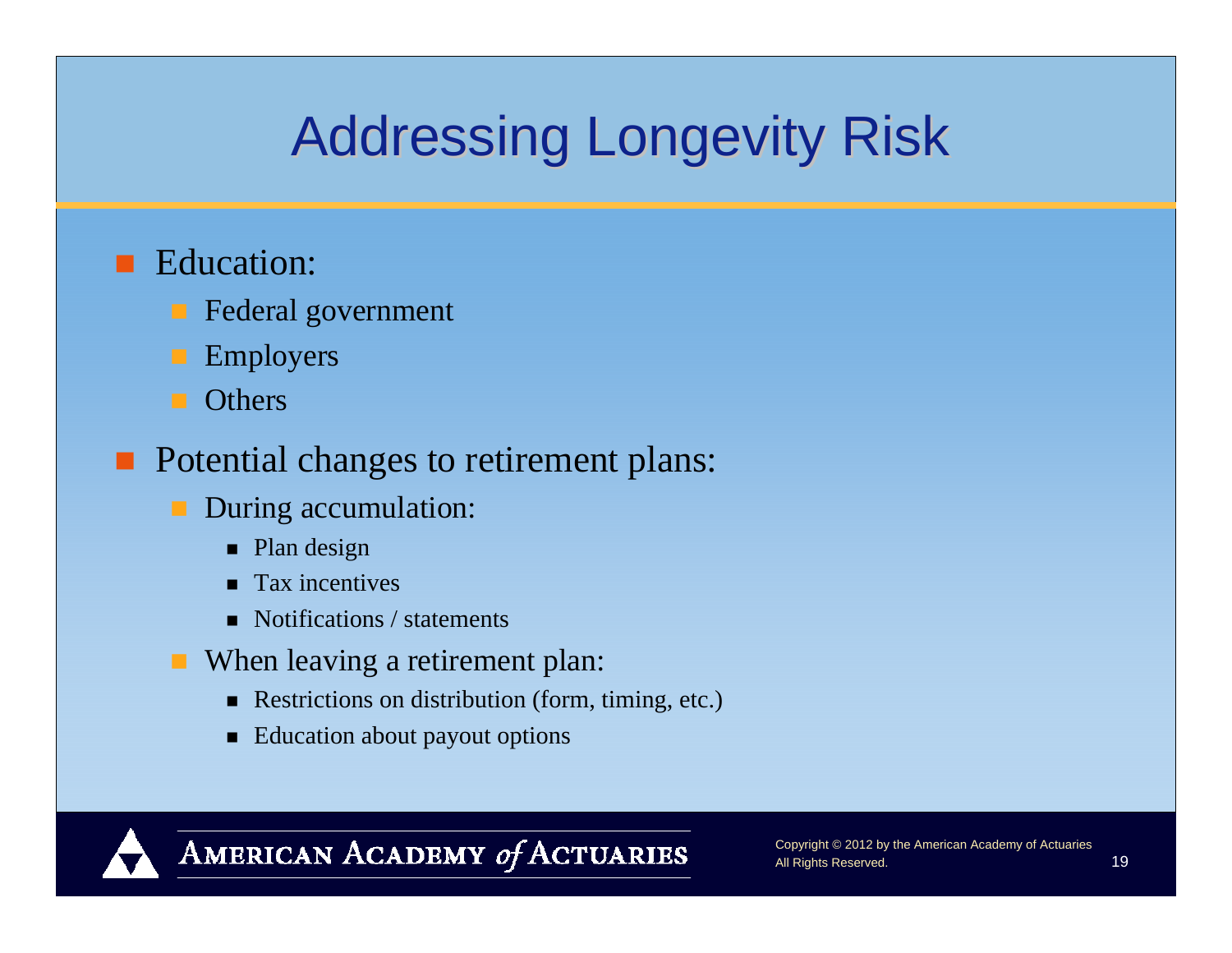# Addressing Longevity Risk

- Education:
  - Federal government
  - Employers
  - Others
- Potential changes to retirement plans:
  - During accumulation:
    - Plan design
    - Tax incentives
    - Notifications / statements
  - When leaving a retirement plan:
    - Restrictions on distribution (form, timing, etc.)
    - Education about payout options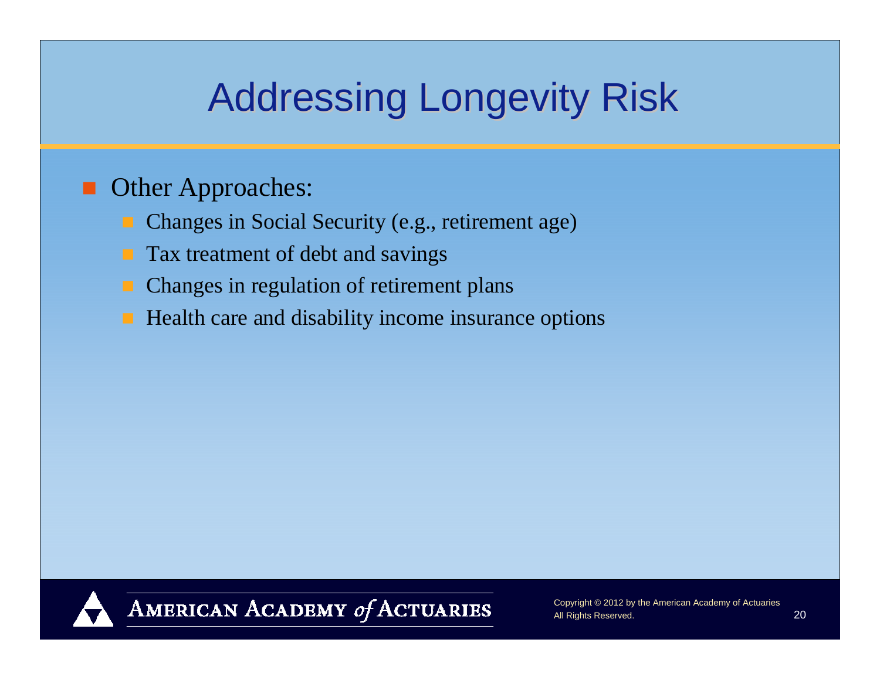# Addressing Longevity Risk

- Other Approaches:
  - Changes in Social Security (e.g., retirement age)
  - Tax treatment of debt and savings
  - Changes in regulation of retirement plans
  - Health care and disability income insurance options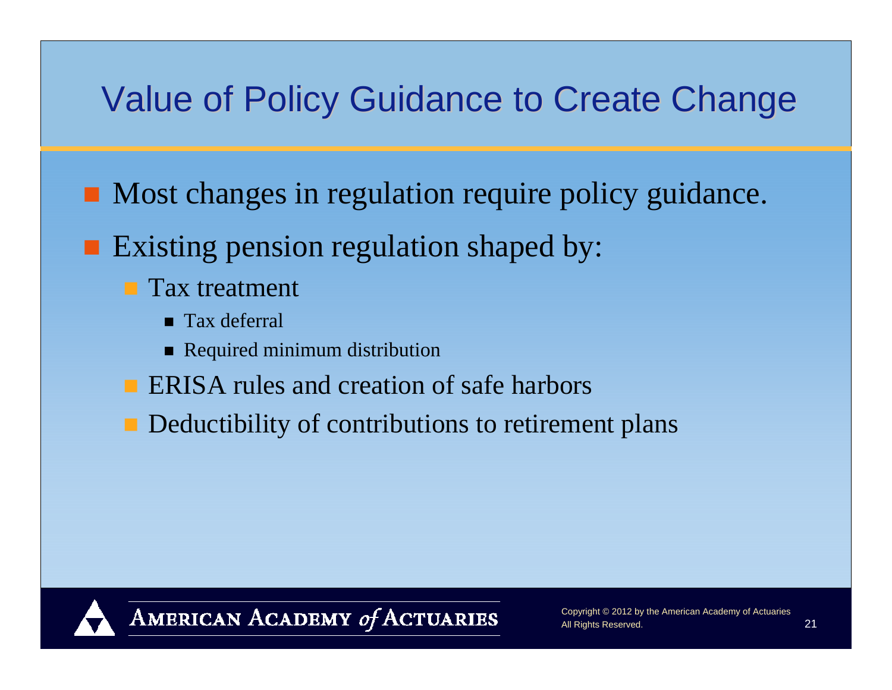# Value of Policy Guidance to Create Change

- Most changes in regulation require policy guidance.
- Existing pension regulation shaped by:
  - Tax treatment
    - Tax deferral
    - Required minimum distribution
  - ERISA rules and creation of safe harbors
  - Deductibility of contributions to retirement plans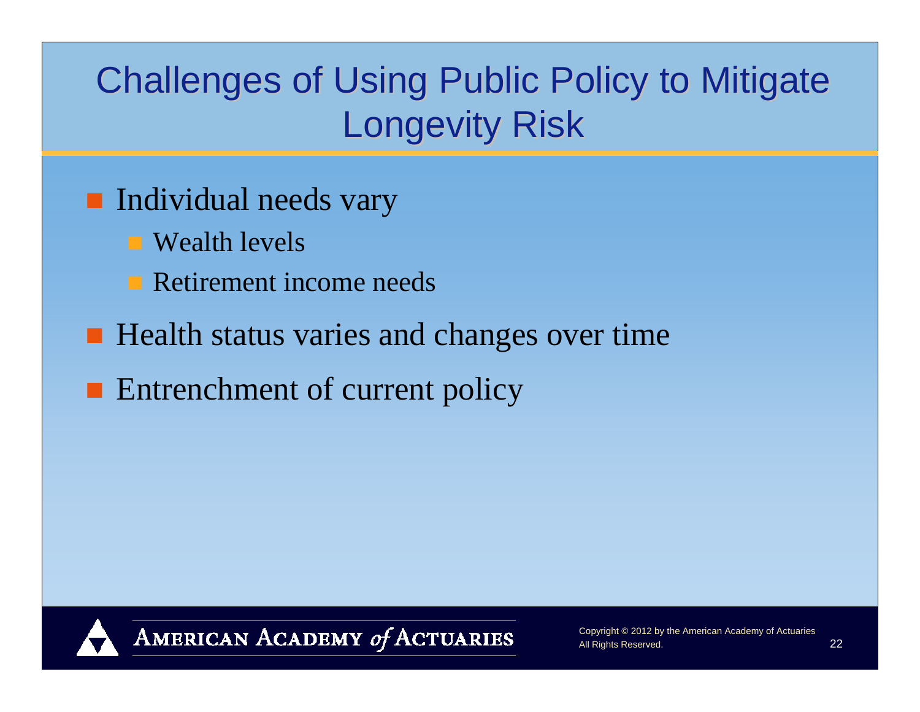# Challenges of Using Public Policy to Mitigate Longevity Risk

- Individual needs vary
  - Wealth levels
  - Retirement income needs
- Health status varies and changes over time
- Entrenchment of current policy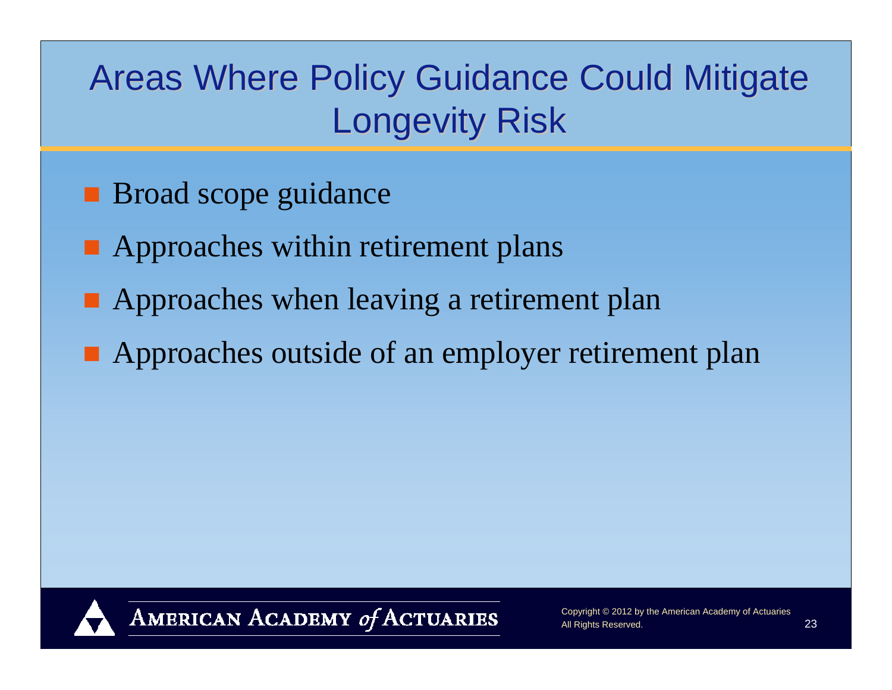# Areas Where Policy Guidance Could Mitigate Longevity Risk

- Broad scope guidance
- Approaches within retirement plans
- Approaches when leaving a retirement plan
- Approaches outside of an employer retirement plan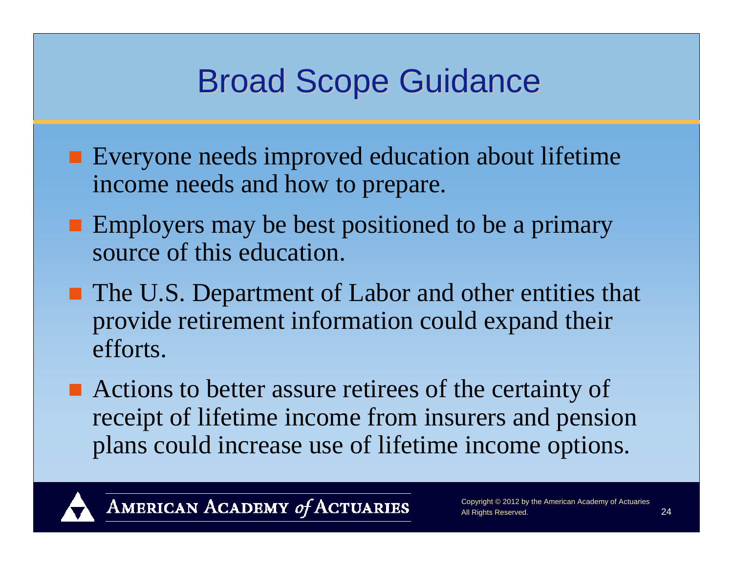# Broad Scope Guidance

- Everyone needs improved education about lifetime income needs and how to prepare.
- Employers may be best positioned to be a primary source of this education.
- The U.S. Department of Labor and other entities that provide retirement information could expand their efforts.
- Actions to better assure retirees of the certainty of receipt of lifetime income from insurers and pension plans could increase use of lifetime income options.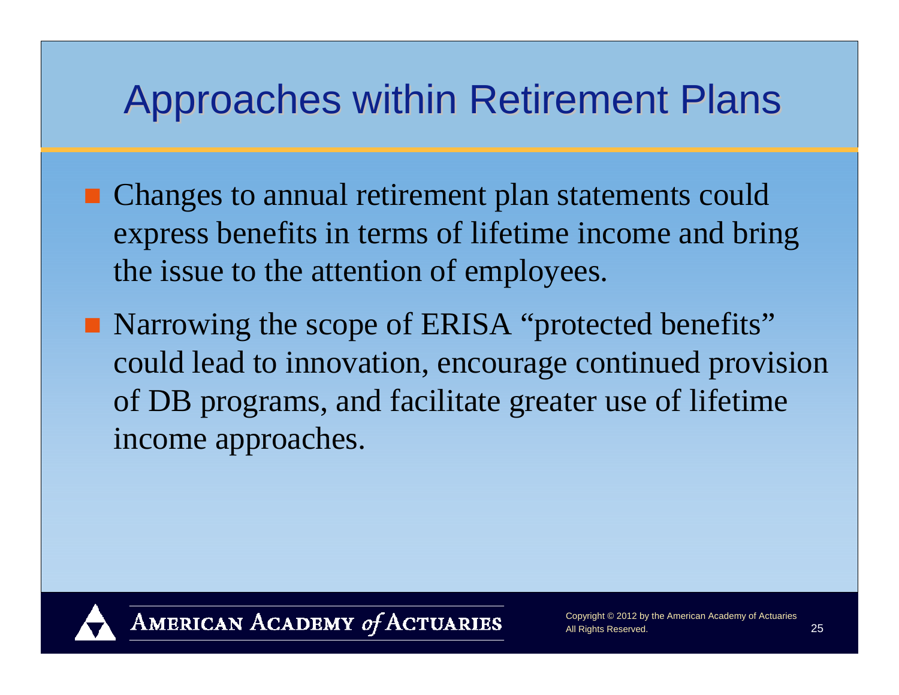# Approaches within Retirement Plans

- Changes to annual retirement plan statements could express benefits in terms of lifetime income and bring the issue to the attention of employees.
- Narrowing the scope of ERISA "protected benefits" could lead to innovation, encourage continued provision of DB programs, and facilitate greater use of lifetime income approaches.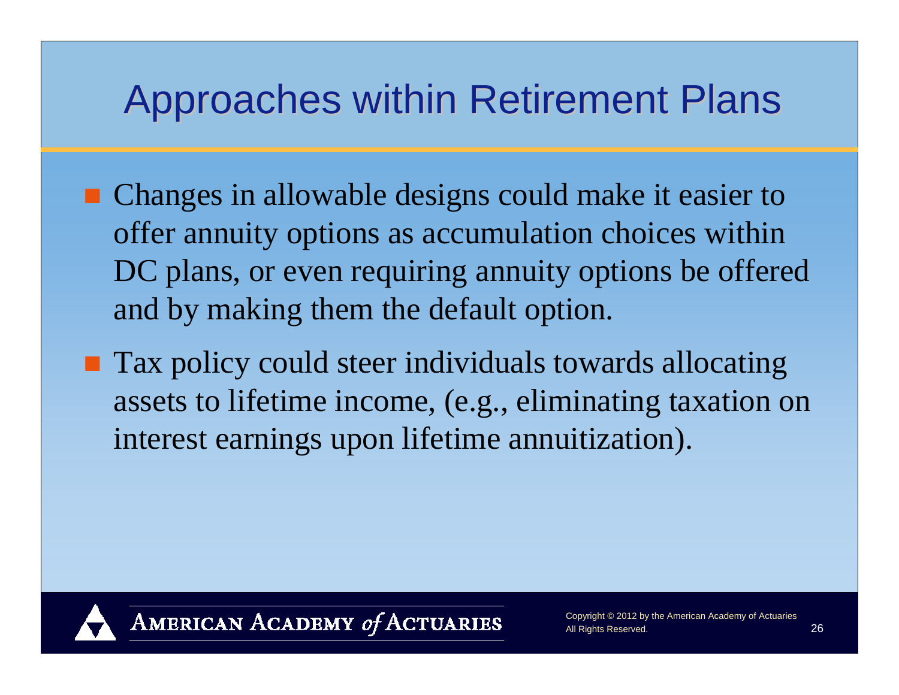# Approaches within Retirement Plans

- Changes in allowable designs could make it easier to offer annuity options as accumulation choices within DC plans, or even requiring annuity options be offered and by making them the default option.
- Tax policy could steer individuals towards allocating assets to lifetime income, (e.g., eliminating taxation on interest earnings upon lifetime annuitization).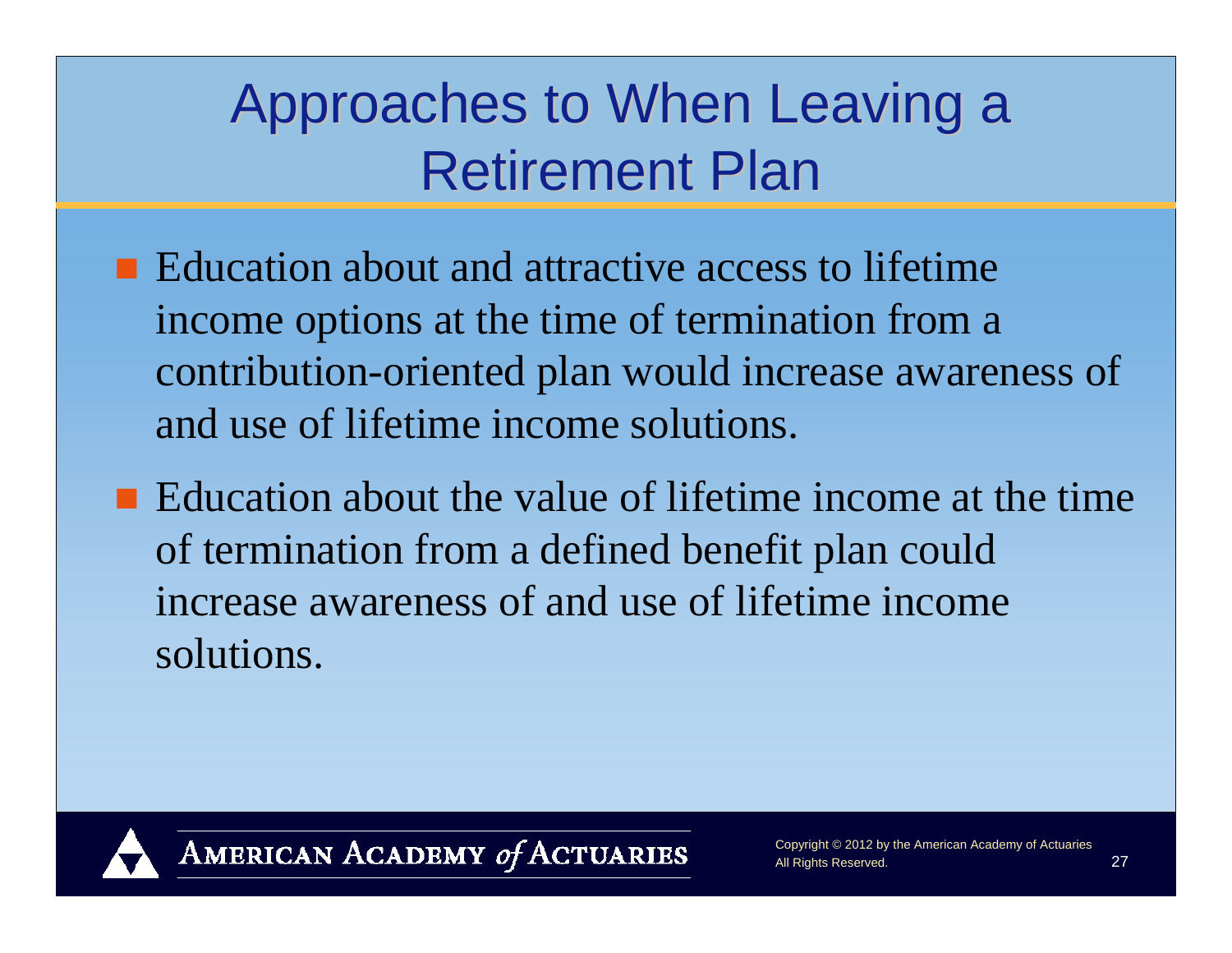# Approaches to When Leaving a Retirement Plan

- Education about and attractive access to lifetime income options at the time of termination from a contribution-oriented plan would increase awareness of and use of lifetime income solutions.
- Education about the value of lifetime income at the time of termination from a defined benefit plan could increase awareness of and use of lifetime income solutions.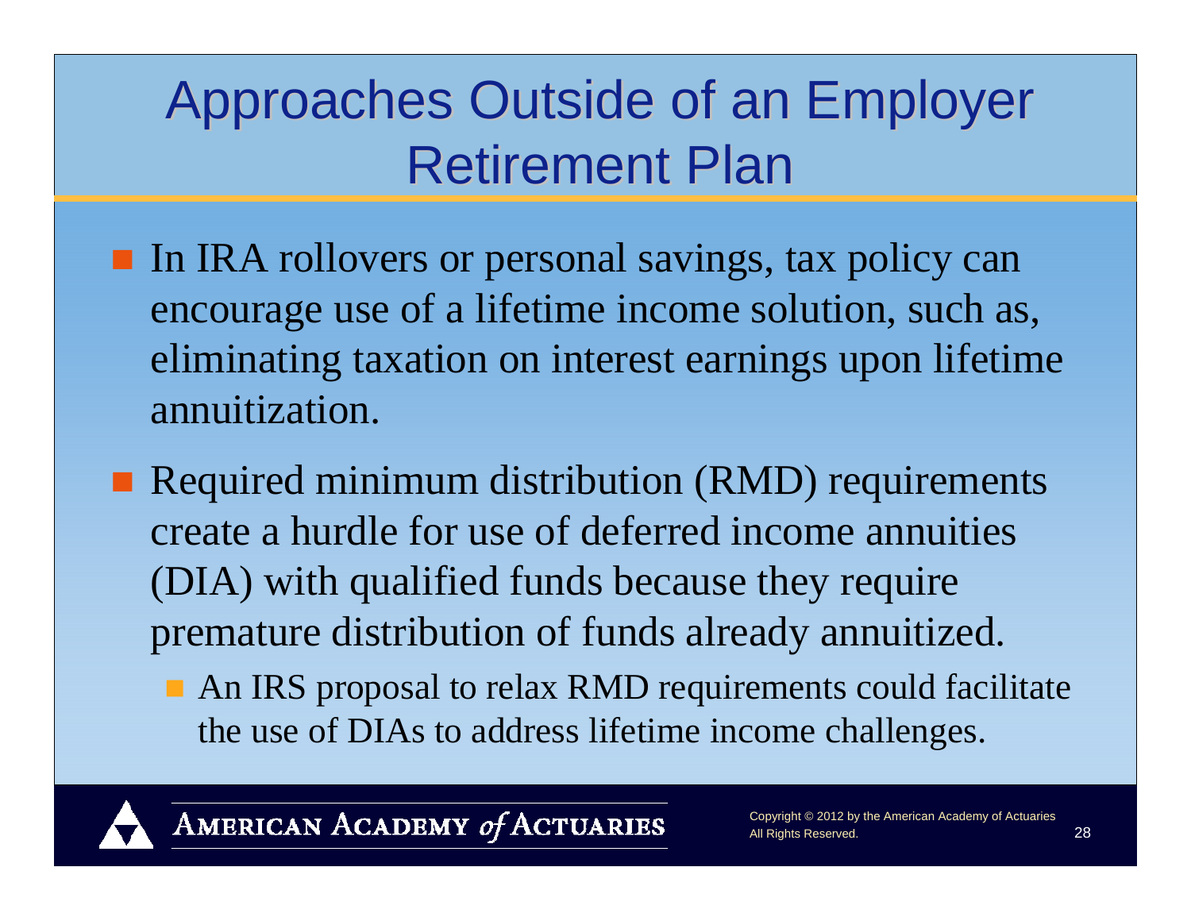# Approaches Outside of an Employer Retirement Plan

- In IRA rollovers or personal savings, tax policy can encourage use of a lifetime income solution, such as, eliminating taxation on interest earnings upon lifetime annuitization.
- Required minimum distribution (RMD) requirements create a hurdle for use of deferred income annuities (DIA) with qualified funds because they require premature distribution of funds already annuitized.
  - An IRS proposal to relax RMD requirements could facilitate the use of DIAs to address lifetime income challenges.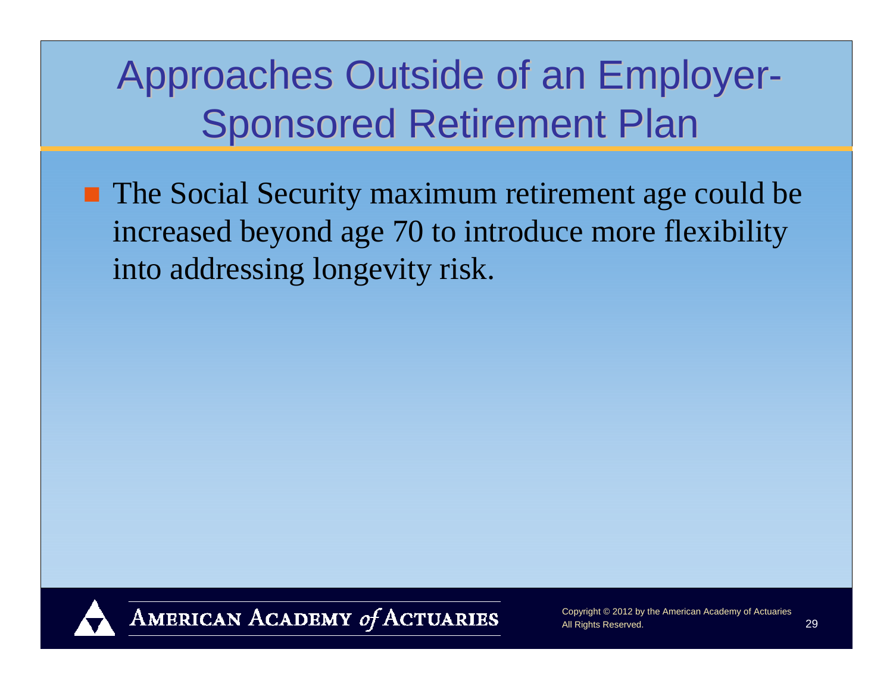# Approaches Outside of an Employer-Sponsored Retirement Plan

- The Social Security maximum retirement age could be increased beyond age 70 to introduce more flexibility into addressing longevity risk.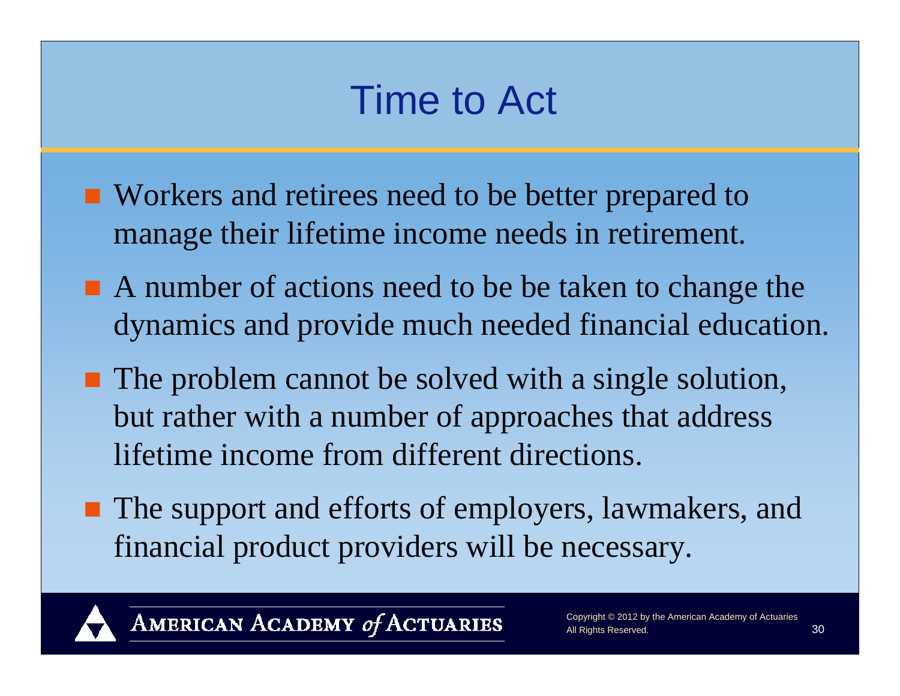# Time to Act

- Workers and retirees need to be better prepared to manage their lifetime income needs in retirement.
- A number of actions need to be be taken to change the dynamics and provide much needed financial education.
- The problem cannot be solved with a single solution, but rather with a number of approaches that address lifetime income from different directions.
- The support and efforts of employers, lawmakers, and financial product providers will be necessary.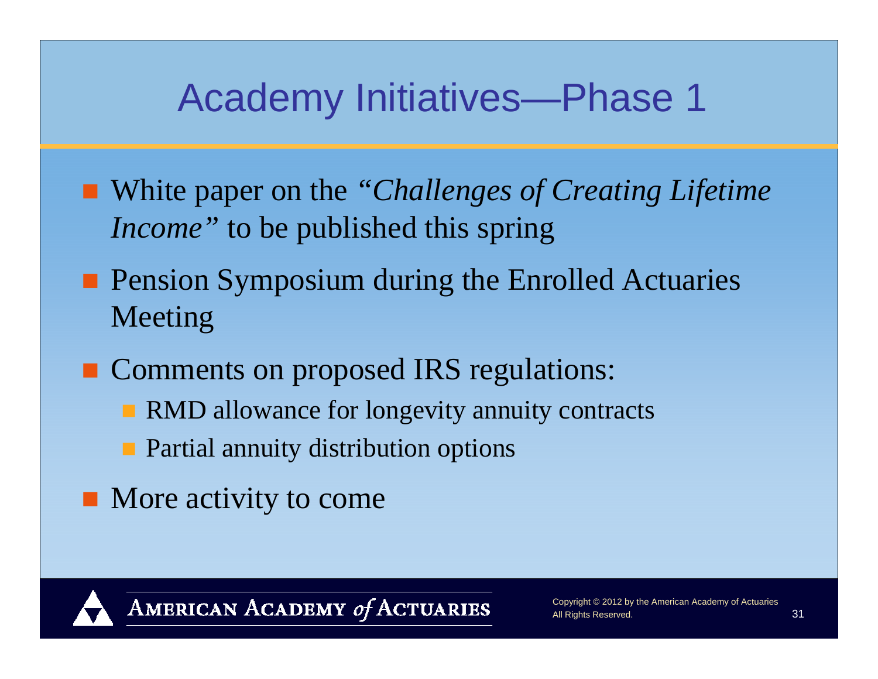# Academy Initiatives—Phase 1

- White paper on the *"Challenges of Creating Lifetime Income"* to be published this spring
- Pension Symposium during the Enrolled Actuaries Meeting
- Comments on proposed IRS regulations:
  - RMD allowance for longevity annuity contracts
  - Partial annuity distribution options
- More activity to come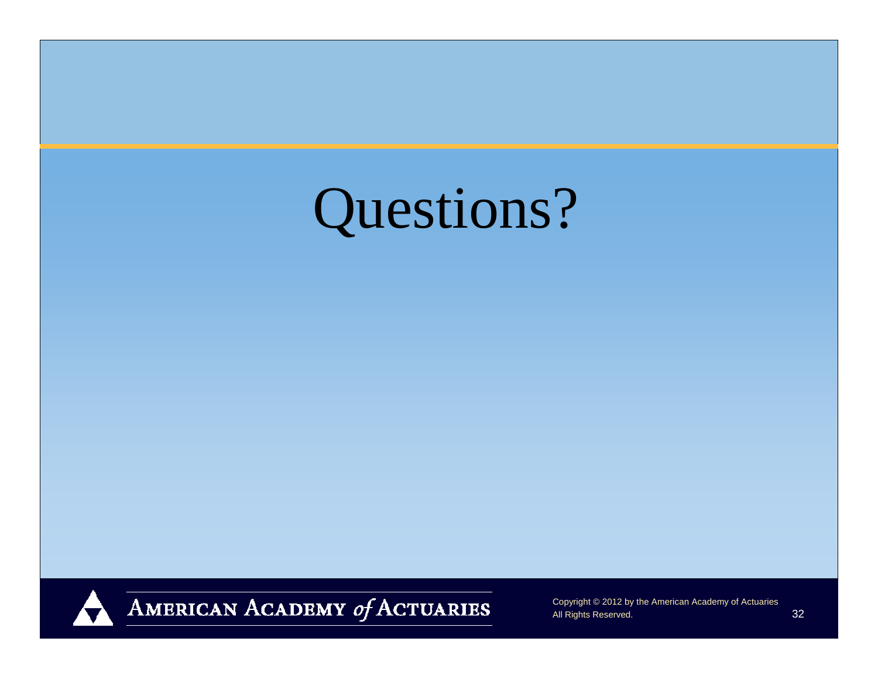# Questions?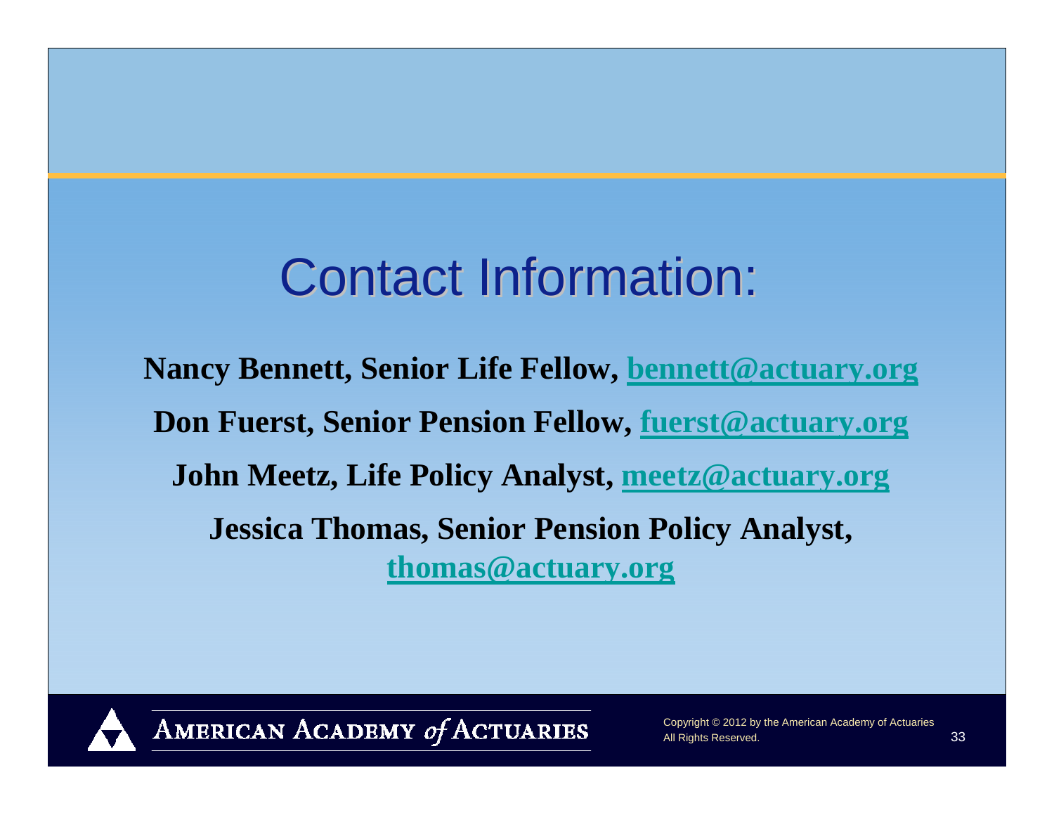# Contact Information:

**Nancy Bennett, Senior Life Fellow, bennett@actuary.org**

**Don Fuerst, Senior Pension Fellow, fuerst@actuary.org**

**John Meetz, Life Policy Analyst, meetz@actuary.org**

**Jessica Thomas, Senior Pension Policy Analyst, thomas@actuary.org**

AMERICAN ACADEMY *of* ACTUARIES

Copyright © 2012 by the American Academy of Actuaries
All Rights Reserved.